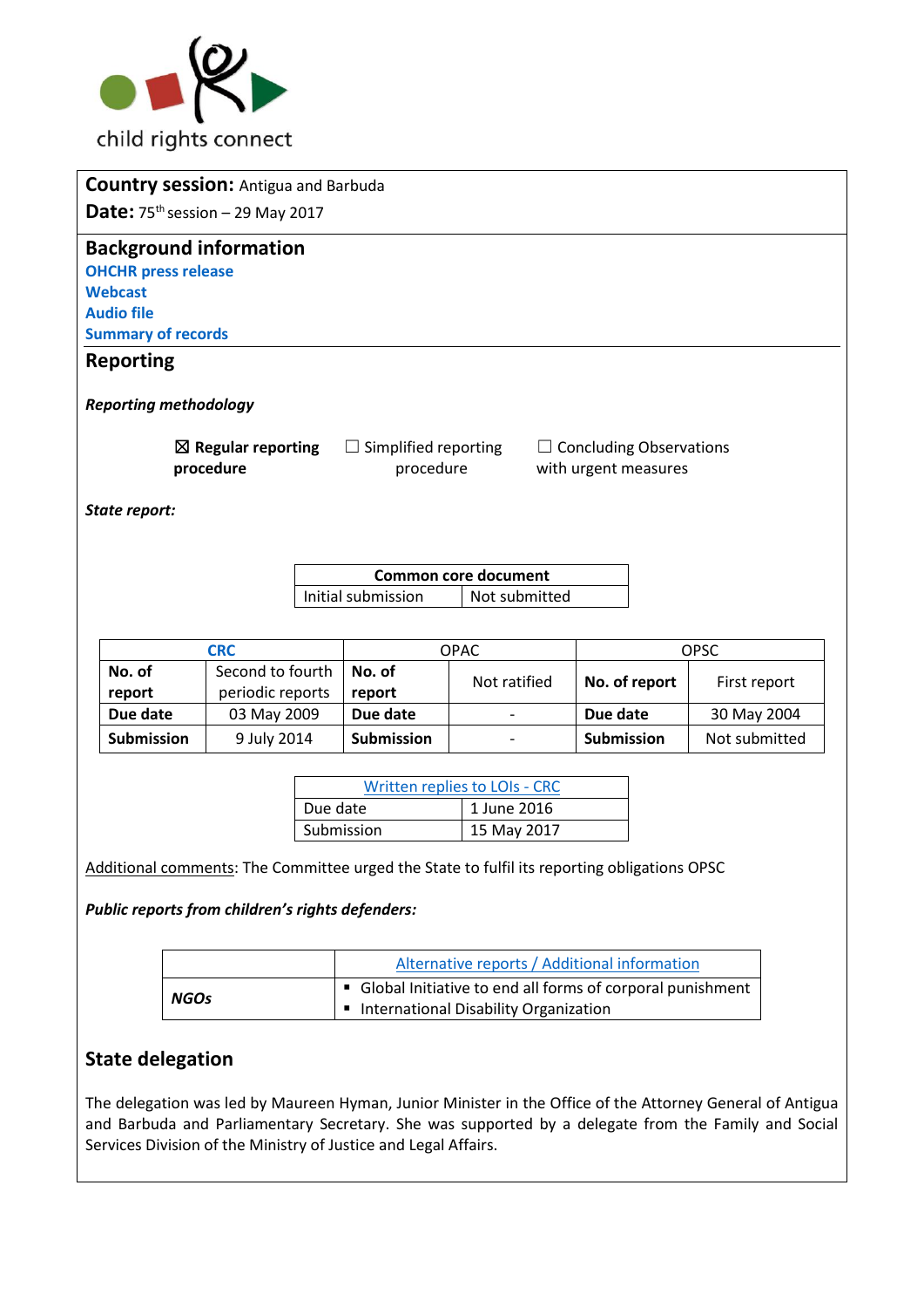child rights connect

**Country session:** Antigua and Barbuda

**Date:** 75th session – 29 May 2017

## Background information

**OHCHR press release**

**Webcast**

**Audio file**

**Summary of records**

## Reporting

***Reporting methodology***

☒ **Regular reporting procedure** ☐ Simplified reporting procedure ☐ Concluding Observations with urgent measures

***State report:***

| Common core document | |
|---|---|
| Initial submission | Not submitted |

| CRC | | OPAC | | OPSC | |
|---|---|---|---|---|---|
| **No. of report** | Second to fourth periodic reports | **No. of report** | Not ratified | **No. of report** | First report |
| **Due date** | 03 May 2009 | **Due date** | - | **Due date** | 30 May 2004 |
| **Submission** | 9 July 2014 | **Submission** | - | **Submission** | Not submitted |

| Written replies to LOIs - CRC | |
|---|---|
| Due date | 1 June 2016 |
| Submission | 15 May 2017 |

Additional comments: The Committee urged the State to fulfil its reporting obligations OPSC

***Public reports from children's rights defenders:***

| | Alternative reports / Additional information |
|---|---|
| ***NGOs*** | ▪ Global Initiative to end all forms of corporal punishment<br>▪ International Disability Organization |

## State delegation

The delegation was led by Maureen Hyman, Junior Minister in the Office of the Attorney General of Antigua and Barbuda and Parliamentary Secretary. She was supported by a delegate from the Family and Social Services Division of the Ministry of Justice and Legal Affairs.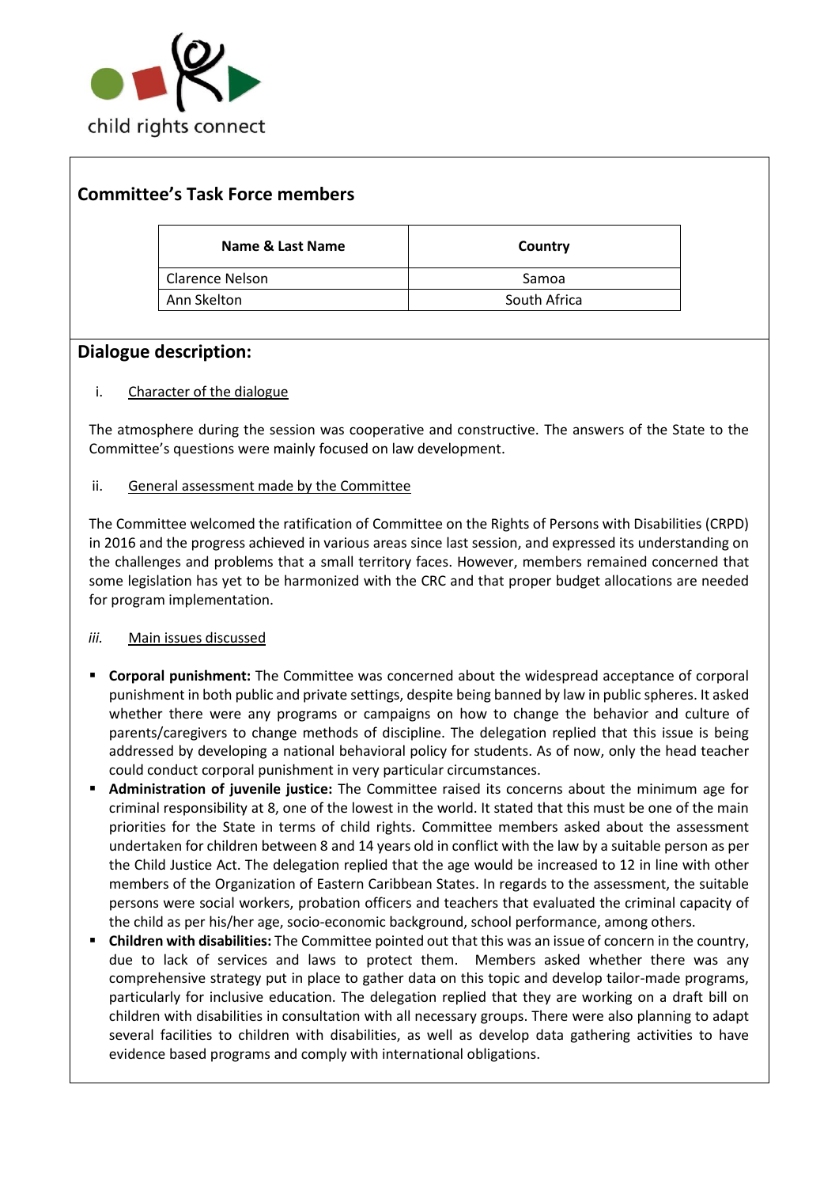child rights connect

## Committee's Task Force members

| Name & Last Name | Country |
| --- | --- |
| Clarence Nelson | Samoa |
| Ann Skelton | South Africa |

## Dialogue description:

i. Character of the dialogue

The atmosphere during the session was cooperative and constructive. The answers of the State to the Committee's questions were mainly focused on law development.

ii. General assessment made by the Committee

The Committee welcomed the ratification of Committee on the Rights of Persons with Disabilities (CRPD) in 2016 and the progress achieved in various areas since last session, and expressed its understanding on the challenges and problems that a small territory faces. However, members remained concerned that some legislation has yet to be harmonized with the CRC and that proper budget allocations are needed for program implementation.

*iii.* Main issues discussed

- **Corporal punishment:** The Committee was concerned about the widespread acceptance of corporal punishment in both public and private settings, despite being banned by law in public spheres. It asked whether there were any programs or campaigns on how to change the behavior and culture of parents/caregivers to change methods of discipline. The delegation replied that this issue is being addressed by developing a national behavioral policy for students. As of now, only the head teacher could conduct corporal punishment in very particular circumstances.
- **Administration of juvenile justice:** The Committee raised its concerns about the minimum age for criminal responsibility at 8, one of the lowest in the world. It stated that this must be one of the main priorities for the State in terms of child rights. Committee members asked about the assessment undertaken for children between 8 and 14 years old in conflict with the law by a suitable person as per the Child Justice Act. The delegation replied that the age would be increased to 12 in line with other members of the Organization of Eastern Caribbean States. In regards to the assessment, the suitable persons were social workers, probation officers and teachers that evaluated the criminal capacity of the child as per his/her age, socio-economic background, school performance, among others.
- **Children with disabilities:** The Committee pointed out that this was an issue of concern in the country, due to lack of services and laws to protect them. Members asked whether there was any comprehensive strategy put in place to gather data on this topic and develop tailor-made programs, particularly for inclusive education. The delegation replied that they are working on a draft bill on children with disabilities in consultation with all necessary groups. There were also planning to adapt several facilities to children with disabilities, as well as develop data gathering activities to have evidence based programs and comply with international obligations.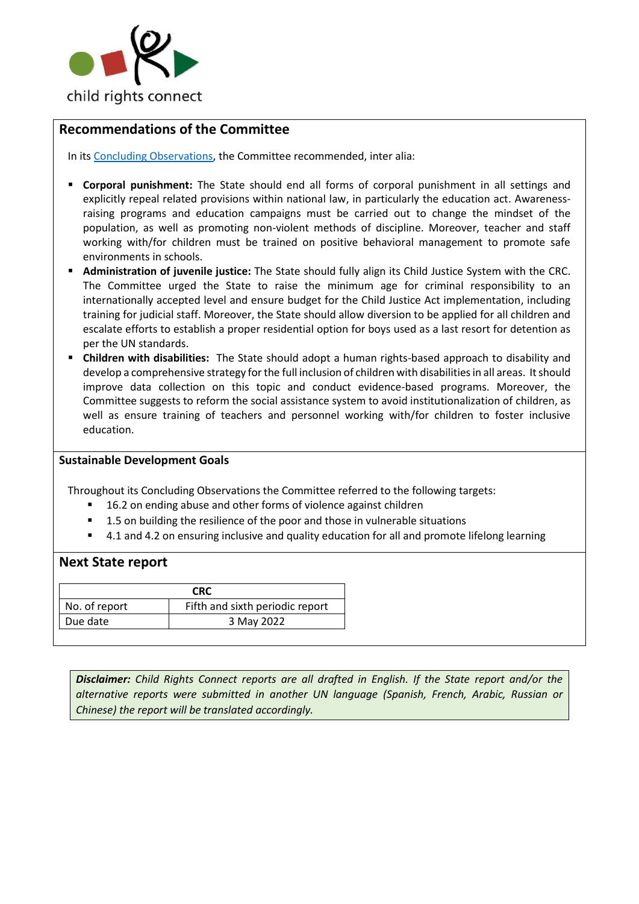## Recommendations of the Committee

In its [Concluding Observations](), the Committee recommended, inter alia:

- **Corporal punishment:** The State should end all forms of corporal punishment in all settings and explicitly repeal related provisions within national law, in particularly the education act. Awareness-raising programs and education campaigns must be carried out to change the mindset of the population, as well as promoting non-violent methods of discipline. Moreover, teacher and staff working with/for children must be trained on positive behavioral management to promote safe environments in schools.
- **Administration of juvenile justice:** The State should fully align its Child Justice System with the CRC. The Committee urged the State to raise the minimum age for criminal responsibility to an internationally accepted level and ensure budget for the Child Justice Act implementation, including training for judicial staff. Moreover, the State should allow diversion to be applied for all children and escalate efforts to establish a proper residential option for boys used as a last resort for detention as per the UN standards.
- **Children with disabilities:** The State should adopt a human rights-based approach to disability and develop a comprehensive strategy for the full inclusion of children with disabilities in all areas. It should improve data collection on this topic and conduct evidence-based programs. Moreover, the Committee suggests to reform the social assistance system to avoid institutionalization of children, as well as ensure training of teachers and personnel working with/for children to foster inclusive education.

### Sustainable Development Goals

Throughout its Concluding Observations the Committee referred to the following targets:

- 16.2 on ending abuse and other forms of violence against children
- 1.5 on building the resilience of the poor and those in vulnerable situations
- 4.1 and 4.2 on ensuring inclusive and quality education for all and promote lifelong learning

## Next State report

| CRC | |
|---|---|
| No. of report | Fifth and sixth periodic report |
| Due date | 3 May 2022 |

***Disclaimer:*** *Child Rights Connect reports are all drafted in English. If the State report and/or the alternative reports were submitted in another UN language (Spanish, French, Arabic, Russian or Chinese) the report will be translated accordingly.*